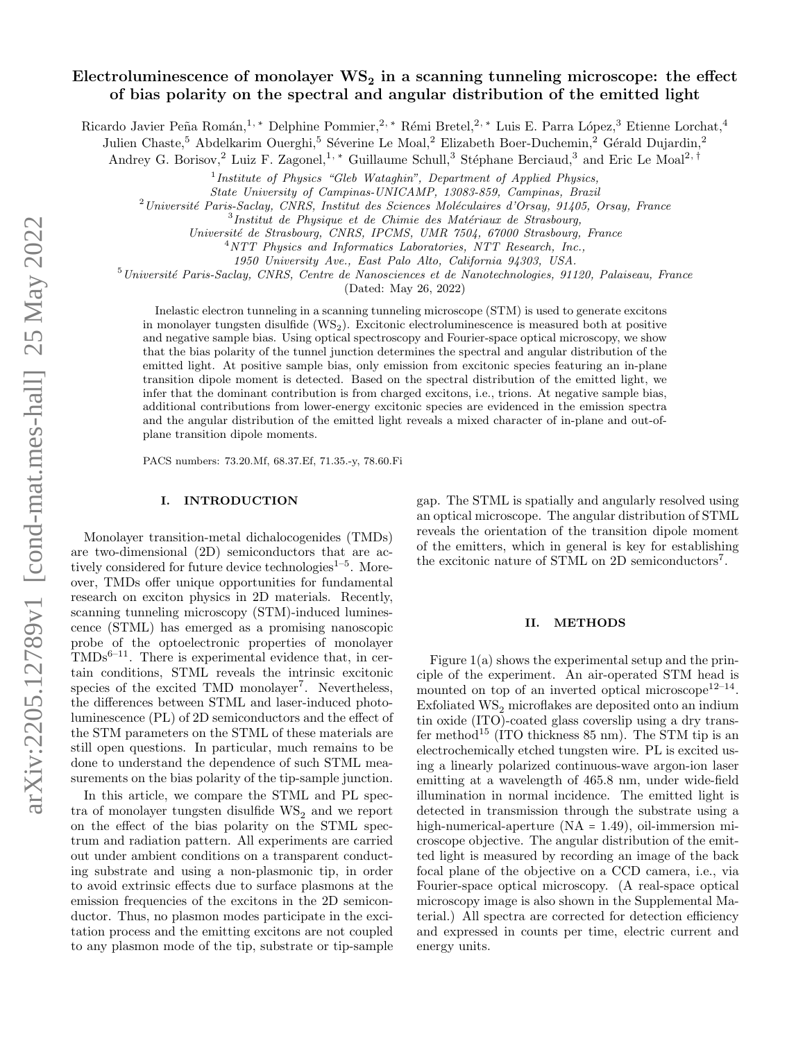# Electroluminescence of monolayer $WS_2$ in a scanning tunneling microscope: the effect of bias polarity on the spectral and angular distribution of the emitted light

Ricardo Javier Peña Román,[1,*] Delphine Pommier,[2,*] Rémi Bretel,[2,*] Luis E. Parra López,[3] Etienne Lorchat,[4] Julien Chaste,[5] Abdelkarim Ouerghi,[5] Séverine Le Moal,[2] Elizabeth Boer-Duchemin,[2] Gérald Dujardin,[2] Andrey G. Borisov,[2] Luiz F. Zagonel,[1,*] Guillaume Schull,[3] Stéphane Berciaud,[3] and Eric Le Moal[2,†]

[1] *Institute of Physics "Gleb Wataghin", Department of Applied Physics, State University of Campinas-UNICAMP, 13083-859, Campinas, Brazil*
[2] *Université Paris-Saclay, CNRS, Institut des Sciences Moléculaires d'Orsay, 91405, Orsay, France*
[3] *Institut de Physique et de Chimie des Matériaux de Strasbourg, Université de Strasbourg, CNRS, IPCMS, UMR 7504, 67000 Strasbourg, France*
[4] *NTT Physics and Informatics Laboratories, NTT Research, Inc., 1950 University Ave., East Palo Alto, California 94303, USA.*
[5] *Université Paris-Saclay, CNRS, Centre de Nanosciences et de Nanotechnologies, 91120, Palaiseau, France*

(Dated: May 26, 2022)

Inelastic electron tunneling in a scanning tunneling microscope (STM) is used to generate excitons in monolayer tungsten disulfide ($WS_2$). Excitonic electroluminescence is measured both at positive and negative sample bias. Using optical spectroscopy and Fourier-space optical microscopy, we show that the bias polarity of the tunnel junction determines the spectral and angular distribution of the emitted light. At positive sample bias, only emission from excitonic species featuring an in-plane transition dipole moment is detected. Based on the spectral distribution of the emitted light, we infer that the dominant contribution is from charged excitons, i.e., trions. At negative sample bias, additional contributions from lower-energy excitonic species are evidenced in the emission spectra and the angular distribution of the emitted light reveals a mixed character of in-plane and out-of-plane transition dipole moments.

PACS numbers: 73.20.Mf, 68.37.Ef, 71.35.-y, 78.60.Fi

## I. INTRODUCTION

Monolayer transition-metal dichalcogenides (TMDs) are two-dimensional (2D) semiconductors that are actively considered for future device technologies[1–5]. Moreover, TMDs offer unique opportunities for fundamental research on exciton physics in 2D materials. Recently, scanning tunneling microscopy (STM)-induced luminescence (STML) has emerged as a promising nanoscopic probe of the optoelectronic properties of monolayer TMDs[6–11]. There is experimental evidence that, in certain conditions, STML reveals the intrinsic excitonic species of the excited TMD monolayer[7]. Nevertheless, the differences between STML and laser-induced photoluminescence (PL) of 2D semiconductors and the effect of the STM parameters on the STML of these materials are still open questions. In particular, much remains to be done to understand the dependence of such STML measurements on the bias polarity of the tip-sample junction.

In this article, we compare the STML and PL spectra of monolayer tungsten disulfide $WS_2$ and we report on the effect of the bias polarity on the STML spectrum and radiation pattern. All experiments are carried out under ambient conditions on a transparent conducting substrate and using a non-plasmonic tip, in order to avoid extrinsic effects due to surface plasmons at the emission frequencies of the excitons in the 2D semiconductor. Thus, no plasmon modes participate in the excitation process and the emitting excitons are not coupled to any plasmon mode of the tip, substrate or tip-sample gap. The STML is spatially and angularly resolved using an optical microscope. The angular distribution of STML reveals the orientation of the transition dipole moment of the emitters, which in general is key for establishing the excitonic nature of STML on 2D semiconductors[7].

## II. METHODS

Figure 1(a) shows the experimental setup and the principle of the experiment. An air-operated STM head is mounted on top of an inverted optical microscope[12–14]. Exfoliated $WS_2$ microflakes are deposited onto an indium tin oxide (ITO)-coated glass coverslip using a dry transfer method[15] (ITO thickness 85 nm). The STM tip is an electrochemically etched tungsten wire. PL is excited using a linearly polarized continuous-wave argon-ion laser emitting at a wavelength of 465.8 nm, under wide-field illumination in normal incidence. The emitted light is detected in transmission through the substrate using a high-numerical-aperture (NA = 1.49), oil-immersion microscope objective. The angular distribution of the emitted light is measured by recording an image of the back focal plane of the objective on a CCD camera, i.e., via Fourier-space optical microscopy. (A real-space optical microscopy image is also shown in the Supplemental Material.) All spectra are corrected for detection efficiency and expressed in counts per time, electric current and energy units.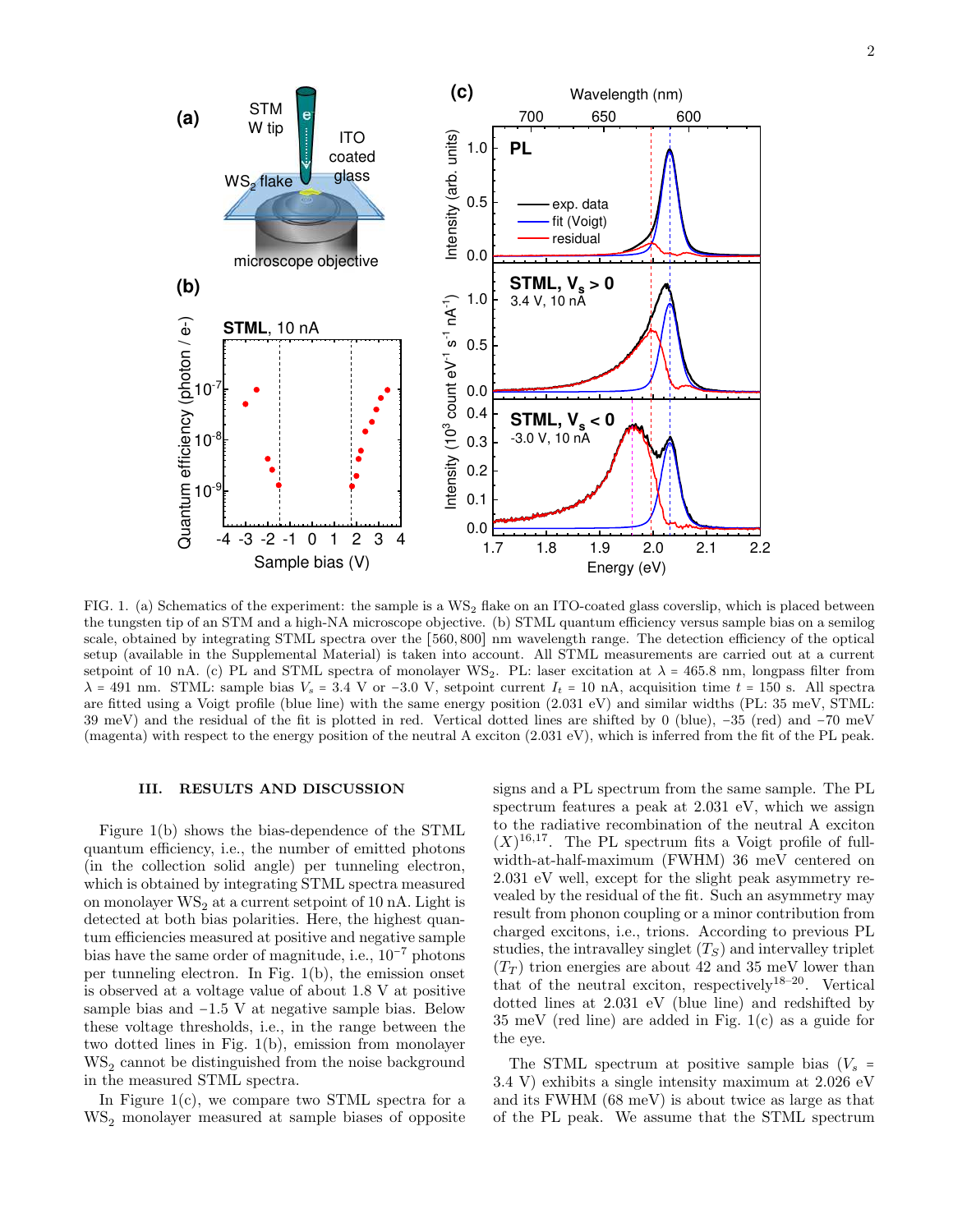(a)

STM W tip

e

ITO coated glass

$WS_2$ flake

microscope objective

(b)

STML, 10 nA

Quantum efficiency (photon / e-)

$10^{-7}$

$10^{-8}$

$10^{-9}$

-4 -3 -2 -1 0 1 2 3 4

Sample bias (V)

(c)

Wavelength (nm)

700 650 600

Intensity (arb. units)

1.0

0.5

0.0

PL

exp. data

fit (Voigt)

residual

STML, $V_s > 0$

3.4 V, 10 nA

1.0

0.5

0.0

Intensity ($10^3$ count $eV^{-1}$ $s^{-1}$ $nA^{-1}$)

STML, $V_s < 0$

-3.0 V, 10 nA

0.4

0.3

0.2

0.1

0.0

1.7 1.8 1.9 2.0 2.1 2.2

Energy (eV)

FIG. 1. (a) Schematics of the experiment: the sample is a $WS_2$ flake on an ITO-coated glass coverslip, which is placed between the tungsten tip of an STM and a high-NA microscope objective. (b) STML quantum efficiency versus sample bias on a semilog scale, obtained by integrating STML spectra over the [560, 800] nm wavelength range. The detection efficiency of the optical setup (available in the Supplemental Material) is taken into account. All STML measurements are carried out at a current setpoint of 10 nA. (c) PL and STML spectra of monolayer $WS_2$. PL: laser excitation at $\lambda$ = 465.8 nm, longpass filter from $\lambda$ = 491 nm. STML: sample bias $V_s$ = 3.4 V or −3.0 V, setpoint current $I_t$ = 10 nA, acquisition time $t$ = 150 s. All spectra are fitted using a Voigt profile (blue line) with the same energy position (2.031 eV) and similar widths (PL: 35 meV, STML: 39 meV) and the residual of the fit is plotted in red. Vertical dotted lines are shifted by 0 (blue), −35 (red) and −70 meV (magenta) with respect to the energy position of the neutral A exciton (2.031 eV), which is inferred from the fit of the PL peak.

## III. RESULTS AND DISCUSSION

Figure 1(b) shows the bias-dependence of the STML quantum efficiency, i.e., the number of emitted photons (in the collection solid angle) per tunneling electron, which is obtained by integrating STML spectra measured on monolayer $WS_2$ at a current setpoint of 10 nA. Light is detected at both bias polarities. Here, the highest quantum efficiencies measured at positive and negative sample bias have the same order of magnitude, i.e., $10^{-7}$ photons per tunneling electron. In Fig. 1(b), the emission onset is observed at a voltage value of about 1.8 V at positive sample bias and −1.5 V at negative sample bias. Below these voltage thresholds, i.e., in the range between the two dotted lines in Fig. 1(b), emission from monolayer $WS_2$ cannot be distinguished from the noise background in the measured STML spectra.

In Figure 1(c), we compare two STML spectra for a $WS_2$ monolayer measured at sample biases of opposite signs and a PL spectrum from the same sample. The PL spectrum features a peak at 2.031 eV, which we assign to the radiative recombination of the neutral A exciton ($X$)[16,17]. The PL spectrum fits a Voigt profile of full-width-at-half-maximum (FWHM) 36 meV centered on 2.031 eV well, except for the slight peak asymmetry revealed by the residual of the fit. Such an asymmetry may result from phonon coupling or a minor contribution from charged excitons, i.e., trions. According to previous PL studies, the intravalley singlet ($T_S$) and intervalley triplet ($T_T$) trion energies are about 42 and 35 meV lower than that of the neutral exciton, respectively[18–20]. Vertical dotted lines at 2.031 eV (blue line) and redshifted by 35 meV (red line) are added in Fig. 1(c) as a guide for the eye.

The STML spectrum at positive sample bias ($V_s$ = 3.4 V) exhibits a single intensity maximum at 2.026 eV and its FWHM (68 meV) is about twice as large as that of the PL peak. We assume that the STML spectrum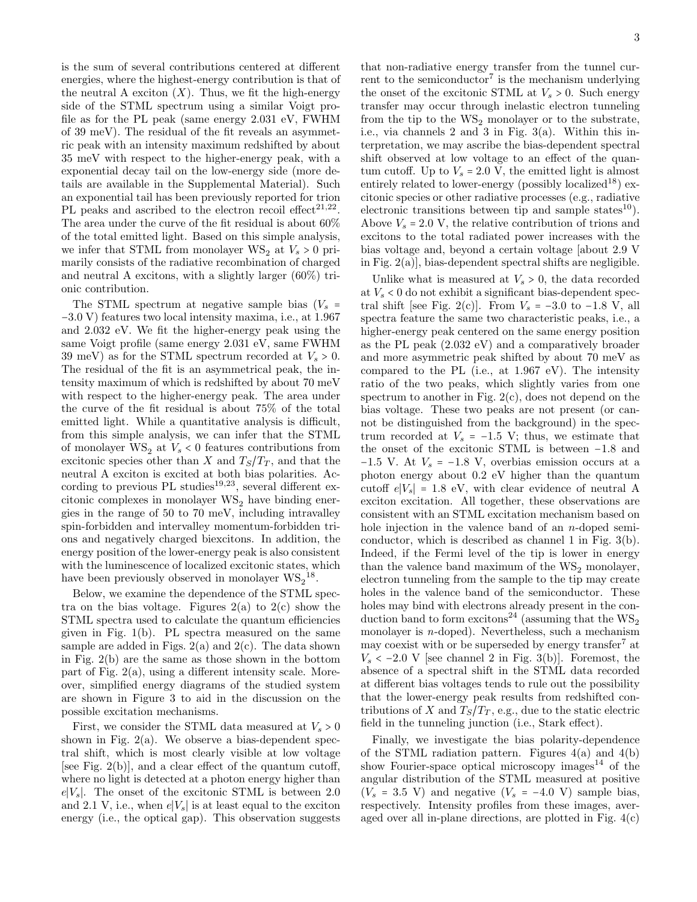is the sum of several contributions centered at different energies, where the highest-energy contribution is that of the neutral A exciton ($X$). Thus, we fit the high-energy side of the STML spectrum using a similar Voigt profile as for the PL peak (same energy 2.031 eV, FWHM of 39 meV). The residual of the fit reveals an asymmetric peak with an intensity maximum redshifted by about 35 meV with respect to the higher-energy peak, with a exponential decay tail on the low-energy side (more details are available in the Supplemental Material). Such an exponential tail has been previously reported for trion PL peaks and ascribed to the electron recoil effect[21,22]. The area under the curve of the fit residual is about 60% of the total emitted light. Based on this simple analysis, we infer that STML from monolayer $WS_2$ at $V_s > 0$ primarily consists of the radiative recombination of charged and neutral A excitons, with a slightly larger (60%) trionic contribution.

The STML spectrum at negative sample bias ($V_s = -3.0$ V) features two local intensity maxima, i.e., at 1.967 and 2.032 eV. We fit the higher-energy peak using the same Voigt profile (same energy 2.031 eV, same FWHM 39 meV) as for the STML spectrum recorded at $V_s > 0$. The residual of the fit is an asymmetrical peak, the intensity maximum of which is redshifted by about 70 meV with respect to the higher-energy peak. The area under the curve of the fit residual is about 75% of the total emitted light. While a quantitative analysis is difficult, from this simple analysis, we can infer that the STML of monolayer $WS_2$ at $V_s < 0$ features contributions from excitonic species other than $X$ and $T_S/T_T$, and that the neutral A exciton is excited at both bias polarities. According to previous PL studies[19,23], several different excitonic complexes in monolayer $WS_2$ have binding energies in the range of 50 to 70 meV, including intravalley spin-forbidden and intervalley momentum-forbidden trions and negatively charged biexcitons. In addition, the energy position of the lower-energy peak is also consistent with the luminescence of localized excitonic states, which have been previously observed in monolayer $WS_2$[18].

Below, we examine the dependence of the STML spectra on the bias voltage. Figures 2(a) to 2(c) show the STML spectra used to calculate the quantum efficiencies given in Fig. 1(b). PL spectra measured on the same sample are added in Figs. 2(a) and 2(c). The data shown in Fig. 2(b) are the same as those shown in the bottom part of Fig. 2(a), using a different intensity scale. Moreover, simplified energy diagrams of the studied system are shown in Figure 3 to aid in the discussion on the possible excitation mechanisms.

First, we consider the STML data measured at $V_s > 0$ shown in Fig. 2(a). We observe a bias-dependent spectral shift, which is most clearly visible at low voltage [see Fig. 2(b)], and a clear effect of the quantum cutoff, where no light is detected at a photon energy higher than $e|V_s|$. The onset of the excitonic STML is between 2.0 and 2.1 V, i.e., when $e|V_s|$ is at least equal to the exciton energy (i.e., the optical gap). This observation suggests that non-radiative energy transfer from the tunnel current to the semiconductor[7] is the mechanism underlying the onset of the excitonic STML at $V_s > 0$. Such energy transfer may occur through inelastic electron tunneling from the tip to the $WS_2$ monolayer or to the substrate, i.e., via channels 2 and 3 in Fig. 3(a). Within this interpretation, we may ascribe the bias-dependent spectral shift observed at low voltage to an effect of the quantum cutoff. Up to $V_s = 2.0$ V, the emitted light is almost entirely related to lower-energy (possibly localized[18]) excitonic species or other radiative processes (e.g., radiative electronic transitions between tip and sample states[10]). Above $V_s = 2.0$ V, the relative contribution of trions and excitons to the total radiated power increases with the bias voltage and, beyond a certain voltage [about 2.9 V in Fig. 2(a)], bias-dependent spectral shifts are negligible.

Unlike what is measured at $V_s > 0$, the data recorded at $V_s < 0$ do not exhibit a significant bias-dependent spectral shift [see Fig. 2(c)]. From $V_s = -3.0$ to $-1.8$ V, all spectra feature the same two characteristic peaks, i.e., a higher-energy peak centered on the same energy position as the PL peak (2.032 eV) and a comparatively broader and more asymmetric peak shifted by about 70 meV as compared to the PL (i.e., at 1.967 eV). The intensity ratio of the two peaks, which slightly varies from one spectrum to another in Fig. 2(c), does not depend on the bias voltage. These two peaks are not present (or cannot be distinguished from the background) in the spectrum recorded at $V_s = -1.5$ V; thus, we estimate that the onset of the excitonic STML is between $-1.8$ and $-1.5$ V. At $V_s = -1.8$ V, overbias emission occurs at a photon energy about 0.2 eV higher than the quantum cutoff $e|V_s| = 1.8$ eV, with clear evidence of neutral A exciton excitation. All together, these observations are consistent with an STML excitation mechanism based on hole injection in the valence band of an $n$-doped semiconductor, which is described as channel 1 in Fig. 3(b). Indeed, if the Fermi level of the tip is lower in energy than the valence band maximum of the $WS_2$ monolayer, electron tunneling from the sample to the tip may create holes in the valence band of the semiconductor. These holes may bind with electrons already present in the conduction band to form excitons[24] (assuming that the $WS_2$ monolayer is $n$-doped). Nevertheless, such a mechanism may coexist with or be superseded by energy transfer[7] at $V_s < -2.0$ V [see channel 2 in Fig. 3(b)]. Foremost, the absence of a spectral shift in the STML data recorded at different bias voltages tends to rule out the possibility that the lower-energy peak results from redshifted contributions of $X$ and $T_S/T_T$, e.g., due to the static electric field in the tunneling junction (i.e., Stark effect).

Finally, we investigate the bias polarity-dependence of the STML radiation pattern. Figures 4(a) and 4(b) show Fourier-space optical microscopy images[14] of the angular distribution of the STML measured at positive ($V_s = 3.5$ V) and negative ($V_s = -4.0$ V) sample bias, respectively. Intensity profiles from these images, averaged over all in-plane directions, are plotted in Fig. 4(c)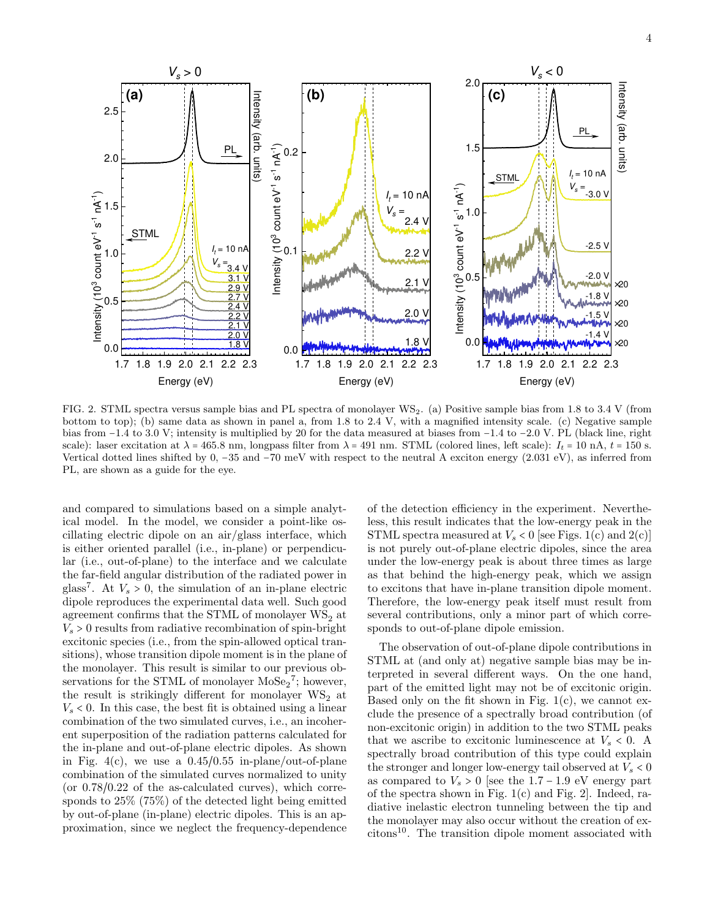$V_s > 0$

(a)

Intensity ($10^3$ count eV$^{-1}$ s$^{-1}$ nA$^{-1}$)

2.5
2.0
1.5
1.0
0.5
0.0

PL

STML

$I_t$ = 10 nA
$V_s$ =
3.4 V
3.1 V
2.9 V
2.7 V
2.4 V
2.2 V
2.1 V
2.0 V
1.8 V

1.7 1.8 1.9 2.0 2.1 2.2 2.3
Energy (eV)

Intensity (arb. units)

(b)

Intensity ($10^3$ count eV$^{-1}$ s$^{-1}$ nA$^{-1}$)

0.2
0.1
0.0

$I_t$ = 10 nA
$V_s$ =
2.4 V
2.2 V
2.1 V
2.0 V
1.8 V

1.7 1.8 1.9 2.0 2.1 2.2 2.3
Energy (eV)

$V_s < 0$

(c)

Intensity ($10^3$ count eV$^{-1}$ s$^{-1}$ nA$^{-1}$)

2.0
1.5
1.0
0.5
0.0

PL

STML

$I_t$ = 10 nA
$V_s$ =
-3.0 V
-2.5 V
-2.0 V ×20
-1.8 V ×20
-1.5 V ×20
-1.4 V ×20

1.7 1.8 1.9 2.0 2.1 2.2 2.3
Energy (eV)

Intensity (arb. units)

FIG. 2. STML spectra versus sample bias and PL spectra of monolayer $WS_2$. (a) Positive sample bias from 1.8 to 3.4 V (from bottom to top); (b) same data as shown in panel a, from 1.8 to 2.4 V, with a magnified intensity scale. (c) Negative sample bias from −1.4 to 3.0 V; intensity is multiplied by 20 for the data measured at biases from −1.4 to −2.0 V. PL (black line, right scale): laser excitation at $\lambda$ = 465.8 nm, longpass filter from $\lambda$ = 491 nm. STML (colored lines, left scale): $I_t$ = 10 nA, $t$ = 150 s. Vertical dotted lines shifted by 0, −35 and −70 meV with respect to the neutral A exciton energy (2.031 eV), as inferred from PL, are shown as a guide for the eye.

and compared to simulations based on a simple analytical model. In the model, we consider a point-like oscillating electric dipole on an air/glass interface, which is either oriented parallel (i.e., in-plane) or perpendicular (i.e., out-of-plane) to the interface and we calculate the far-field angular distribution of the radiated power in glass[7]. At $V_s > 0$, the simulation of an in-plane electric dipole reproduces the experimental data well. Such good agreement confirms that the STML of monolayer $WS_2$ at $V_s > 0$ results from radiative recombination of spin-bright excitonic species (i.e., from the spin-allowed optical transitions), whose transition dipole moment is in the plane of the monolayer. This result is similar to our previous observations for the STML of monolayer $MoSe_2$[7]; however, the result is strikingly different for monolayer $WS_2$ at $V_s < 0$. In this case, the best fit is obtained using a linear combination of the two simulated curves, i.e., an incoherent superposition of the radiation patterns calculated for the in-plane and out-of-plane electric dipoles. As shown in Fig. 4(c), we use a 0.45/0.55 in-plane/out-of-plane combination of the simulated curves normalized to unity (or 0.78/0.22 of the as-calculated curves), which corresponds to 25% (75%) of the detected light being emitted by out-of-plane (in-plane) electric dipoles. This is an approximation, since we neglect the frequency-dependence of the detection efficiency in the experiment. Nevertheless, this result indicates that the low-energy peak in the STML spectra measured at $V_s < 0$ [see Figs. 1(c) and 2(c)] is not purely out-of-plane electric dipoles, since the area under the low-energy peak is about three times as large as that behind the high-energy peak, which we assign to excitons that have in-plane transition dipole moment. Therefore, the low-energy peak itself must result from several contributions, only a minor part of which corresponds to out-of-plane dipole emission.

The observation of out-of-plane dipole contributions in STML at (and only at) negative sample bias may be interpreted in several different ways. On the one hand, part of the emitted light may not be of excitonic origin. Based only on the fit shown in Fig. 1(c), we cannot exclude the presence of a spectrally broad contribution (of non-excitonic origin) in addition to the two STML peaks that we ascribe to excitonic luminescence at $V_s < 0$. A spectrally broad contribution of this type could explain the stronger and longer low-energy tail observed at $V_s < 0$ as compared to $V_s > 0$ [see the 1.7 – 1.9 eV energy part of the spectra shown in Fig. 1(c) and Fig. 2]. Indeed, radiative inelastic electron tunneling between the tip and the monolayer may also occur without the creation of excitons[10]. The transition dipole moment associated with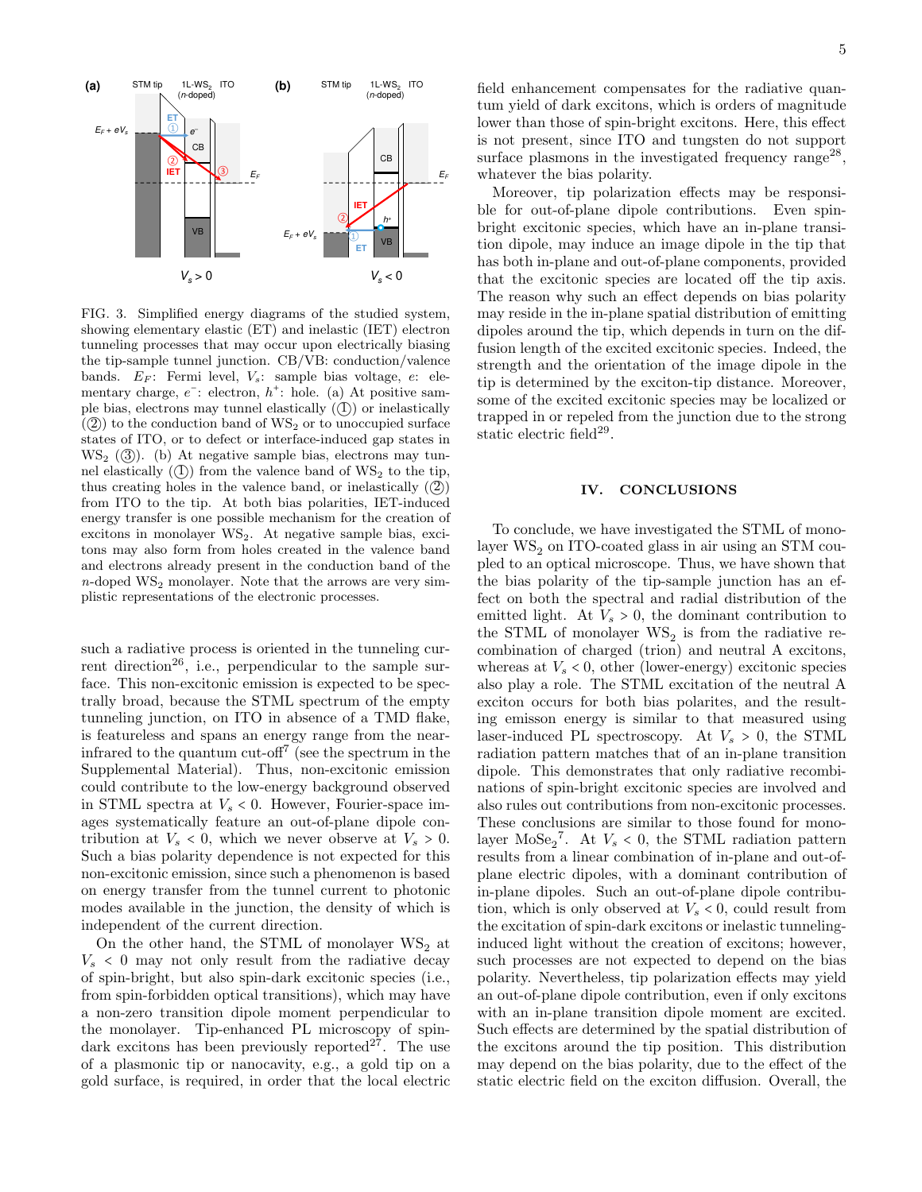(a)

STM tip 1L-$WS_2$ ($n$-doped) ITO

$E_F + eV_s$

ET ① $e^-$ CB ② IET ③ $E_F$ VB

$V_s > 0$

(b)

STM tip 1L-$WS_2$ ($n$-doped) ITO

CB $E_F$ IET ② $h^+$ $E_F + eV_s$ ① ET VB

$V_s < 0$

FIG. 3. Simplified energy diagrams of the studied system, showing elementary elastic (ET) and inelastic (IET) electron tunneling processes that may occur upon electrically biasing the tip-sample tunnel junction. CB/VB: conduction/valence bands. $E_F$: Fermi level, $V_s$: sample bias voltage, $e$: elementary charge, $e^-$: electron, $h^+$: hole. (a) At positive sample bias, electrons may tunnel elastically (①) or inelastically (②) to the conduction band of $WS_2$ or to unoccupied surface states of ITO, or to defect or interface-induced gap states in $WS_2$ (③). (b) At negative sample bias, electrons may tunnel elastically (①) from the valence band of $WS_2$ to the tip, thus creating holes in the valence band, or inelastically (②) from ITO to the tip. At both bias polarities, IET-induced energy transfer is one possible mechanism for the creation of excitons in monolayer $WS_2$. At negative sample bias, excitons may also form from holes created in the valence band and electrons already present in the conduction band of the $n$-doped $WS_2$ monolayer. Note that the arrows are very simplistic representations of the electronic processes.

such a radiative process is oriented in the tunneling current direction[26], i.e., perpendicular to the sample surface. This non-excitonic emission is expected to be spectrally broad, because the STML spectrum of the empty tunneling junction, on ITO in absence of a TMD flake, is featureless and spans an energy range from the near-infrared to the quantum cut-off[7] (see the spectrum in the Supplemental Material). Thus, non-excitonic emission could contribute to the low-energy background observed in STML spectra at $V_s < 0$. However, Fourier-space images systematically feature an out-of-plane dipole contribution at $V_s < 0$, which we never observe at $V_s > 0$. Such a bias polarity dependence is not expected for this non-excitonic emission, since such a phenomenon is based on energy transfer from the tunnel current to photonic modes available in the junction, the density of which is independent of the current direction.

On the other hand, the STML of monolayer $WS_2$ at $V_s < 0$ may not only result from the radiative decay of spin-bright, but also spin-dark excitonic species (i.e., from spin-forbidden optical transitions), which may have a non-zero transition dipole moment perpendicular to the monolayer. Tip-enhanced PL microscopy of spin-dark excitons has been previously reported[27]. The use of a plasmonic tip or nanocavity, e.g., a gold tip on a gold surface, is required, in order that the local electric field enhancement compensates for the radiative quantum yield of dark excitons, which is orders of magnitude lower than those of spin-bright excitons. Here, this effect is not present, since ITO and tungsten do not support surface plasmons in the investigated frequency range[28], whatever the bias polarity.

Moreover, tip polarization effects may be responsible for out-of-plane dipole contributions. Even spin-bright excitonic species, which have an in-plane transition dipole, may induce an image dipole in the tip that has both in-plane and out-of-plane components, provided that the excitonic species are located off the tip axis. The reason why such an effect depends on bias polarity may reside in the in-plane spatial distribution of emitting dipoles around the tip, which depends in turn on the diffusion length of the excited excitonic species. Indeed, the strength and the orientation of the image dipole in the tip is determined by the exciton-tip distance. Moreover, some of the excited excitonic species may be localized or trapped in or repeled from the junction due to the strong static electric field[29].

## IV. CONCLUSIONS

To conclude, we have investigated the STML of monolayer $WS_2$ on ITO-coated glass in air using an STM coupled to an optical microscope. Thus, we have shown that the bias polarity of the tip-sample junction has an effect on both the spectral and radial distribution of the emitted light. At $V_s > 0$, the dominant contribution to the STML of monolayer $WS_2$ is from the radiative recombination of charged (trion) and neutral A excitons, whereas at $V_s < 0$, other (lower-energy) excitonic species also play a role. The STML excitation of the neutral A exciton occurs for both bias polarites, and the resulting emission energy is similar to that measured using laser-induced PL spectroscopy. At $V_s > 0$, the STML radiation pattern matches that of an in-plane transition dipole. This demonstrates that only radiative recombinations of spin-bright excitonic species are involved and also rules out contributions from non-excitonic processes. These conclusions are similar to those found for monolayer $MoSe_2$[7]. At $V_s < 0$, the STML radiation pattern results from a linear combination of in-plane and out-of-plane electric dipoles, with a dominant contribution of in-plane dipoles. Such an out-of-plane dipole contribution, which is only observed at $V_s < 0$, could result from the excitation of spin-dark excitons or inelastic tunneling-induced light without the creation of excitons; however, such processes are not expected to depend on the bias polarity. Nevertheless, tip polarization effects may yield an out-of-plane dipole contribution, even if only excitons with an in-plane transition dipole moment are excited. Such effects are determined by the spatial distribution of the excitons around the tip position. This distribution may depend on the bias polarity, due to the effect of the static electric field on the exciton diffusion. Overall, the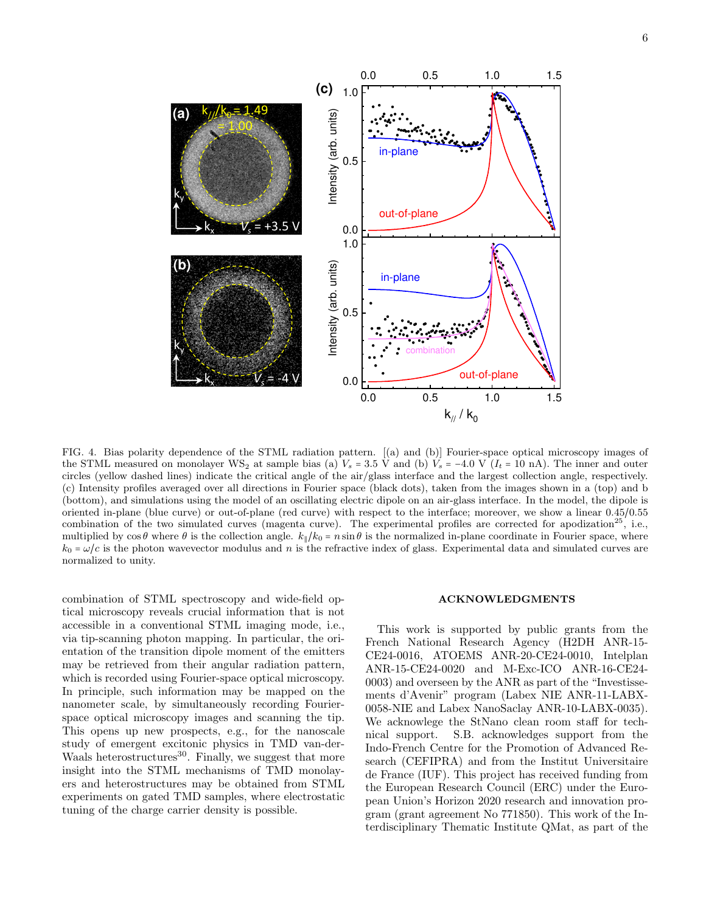(a)

$k_{//}/k_0 = 1.49$

$= 1.00$

$k_y$

$k_x$

$V_s$ = +3.5 V

(b)

$k_y$

$k_x$

$V_s$ = -4 V

(c)

0.0 0.5 1.0 1.5

Intensity (arb. units)

1.0

0.5

0.0

in-plane

out-of-plane

Intensity (arb. units)

1.0

0.5

0.0

in-plane

combination

out-of-plane

0.0 0.5 1.0 1.5

$k_{//} / k_0$

FIG. 4. Bias polarity dependence of the STML radiation pattern. [(a) and (b)] Fourier-space optical microscopy images of the STML measured on monolayer $WS_2$ at sample bias (a) $V_s$ = 3.5 V and (b) $V_s$ = −4.0 V ($I_t$ = 10 nA). The inner and outer circles (yellow dashed lines) indicate the critical angle of the air/glass interface and the largest collection angle, respectively. (c) Intensity profiles averaged over all directions in Fourier space (black dots), taken from the images shown in a (top) and b (bottom), and simulations using the model of an oscillating electric dipole on an air-glass interface. In the model, the dipole is oriented in-plane (blue curve) or out-of-plane (red curve) with respect to the interface; moreover, we show a linear 0.45/0.55 combination of the two simulated curves (magenta curve). The experimental profiles are corrected for apodization[25], i.e., multiplied by $\cos\theta$ where $\theta$ is the collection angle. $k_\parallel/k_0 = n\sin\theta$ is the normalized in-plane coordinate in Fourier space, where $k_0 = \omega/c$ is the photon wavevector modulus and $n$ is the refractive index of glass. Experimental data and simulated curves are normalized to unity.

combination of STML spectroscopy and wide-field optical microscopy reveals crucial information that is not accessible in a conventional STML imaging mode, i.e., via tip-scanning photon mapping. In particular, the orientation of the transition dipole moment of the emitters may be retrieved from their angular radiation pattern, which is recorded using Fourier-space optical microscopy. In principle, such information may be mapped on the nanometer scale, by simultaneously recording Fourier-space optical microscopy images and scanning the tip. This opens up new prospects, e.g., for the nanoscale study of emergent excitonic physics in TMD van-der-Waals heterostructures[30]. Finally, we suggest that more insight into the STML mechanisms of TMD monolayers and heterostructures may be obtained from STML experiments on gated TMD samples, where electrostatic tuning of the charge carrier density is possible.

## ACKNOWLEDGMENTS

This work is supported by public grants from the French National Research Agency (H2DH ANR-15-CE24-0016, ATOEMS ANR-20-CE24-0010, Intelplan ANR-15-CE24-0020 and M-Exc-ICO ANR-16-CE24-0003) and overseen by the ANR as part of the "Investissements d'Avenir" program (Labex NIE ANR-11-LABX-0058-NIE and Labex NanoSaclay ANR-10-LABX-0035). We acknowlege the StNano clean room staff for technical support. S.B. acknowledges support from the Indo-French Centre for the Promotion of Advanced Research (CEFIPRA) and from the Institut Universitaire de France (IUF). This project has received funding from the European Research Council (ERC) under the European Union's Horizon 2020 research and innovation program (grant agreement No 771850). This work of the Interdisciplinary Thematic Institute QMat, as part of the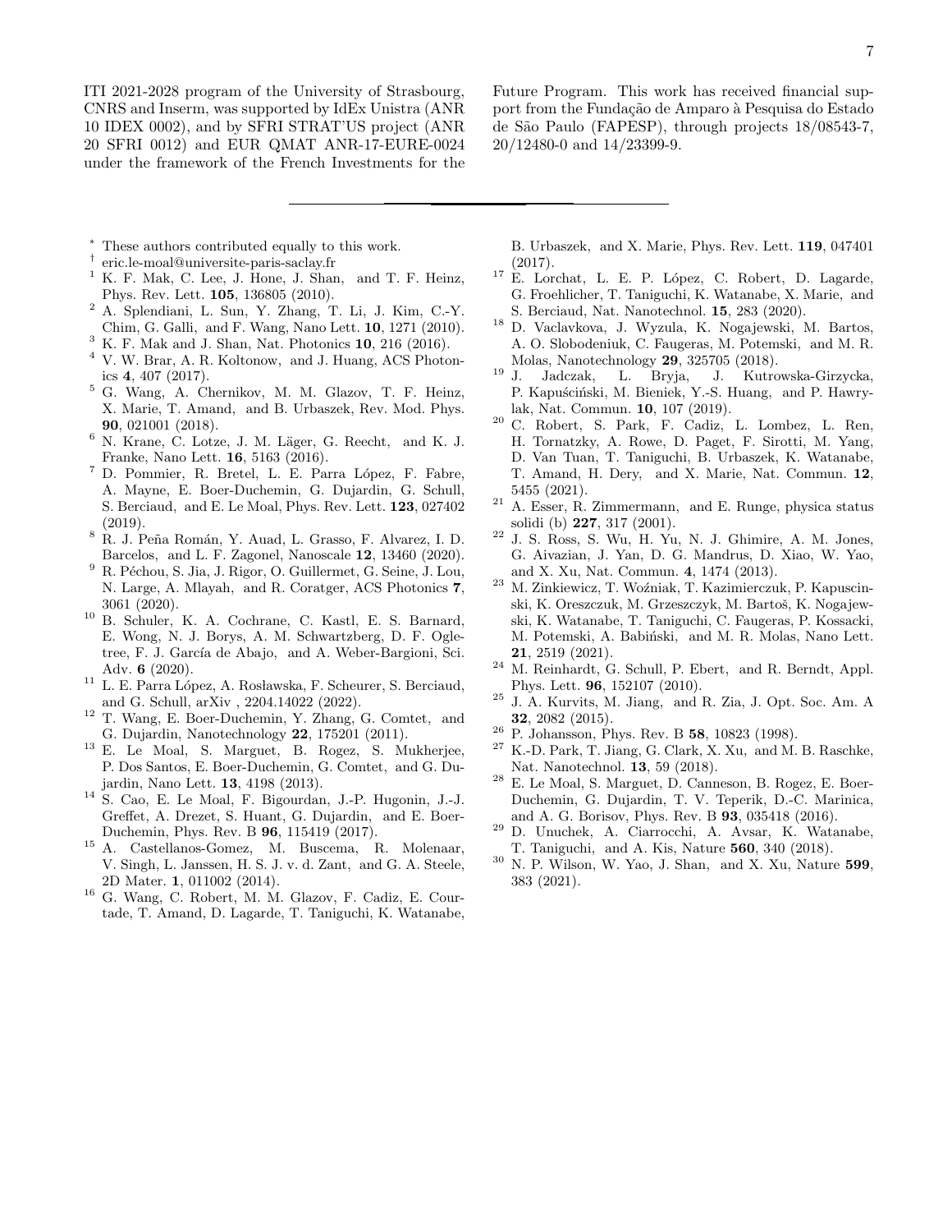ITI 2021-2028 program of the University of Strasbourg, CNRS and Inserm, was supported by IdEx Unistra (ANR 10 IDEX 0002), and by SFRI STRAT'US project (ANR 20 SFRI 0012) and EUR QMAT ANR-17-EURE-0024 under the framework of the French Investments for the Future Program. This work has received financial support from the Fundação de Amparo à Pesquisa do Estado de São Paulo (FAPESP), through projects 18/08543-7, 20/12480-0 and 14/23399-9.

---

[*] These authors contributed equally to this work.
[†] eric.le-moal@universite-paris-saclay.fr

[1] K. F. Mak, C. Lee, J. Hone, J. Shan, and T. F. Heinz, Phys. Rev. Lett. **105**, 136805 (2010).
[2] A. Splendiani, L. Sun, Y. Zhang, T. Li, J. Kim, C.-Y. Chim, G. Galli, and F. Wang, Nano Lett. **10**, 1271 (2010).
[3] K. F. Mak and J. Shan, Nat. Photonics **10**, 216 (2016).
[4] V. W. Brar, A. R. Koltonow, and J. Huang, ACS Photonics **4**, 407 (2017).
[5] G. Wang, A. Chernikov, M. M. Glazov, T. F. Heinz, X. Marie, T. Amand, and B. Urbaszek, Rev. Mod. Phys. **90**, 021001 (2018).
[6] N. Krane, C. Lotze, J. M. Läger, G. Reecht, and K. J. Franke, Nano Lett. **16**, 5163 (2016).
[7] D. Pommier, R. Bretel, L. E. Parra López, F. Fabre, A. Mayne, E. Boer-Duchemin, G. Dujardin, G. Schull, S. Berciaud, and E. Le Moal, Phys. Rev. Lett. **123**, 027402 (2019).
[8] R. J. Peña Román, Y. Auad, L. Grasso, F. Alvarez, I. D. Barcelos, and L. F. Zagonel, Nanoscale **12**, 13460 (2020).
[9] R. Péchou, S. Jia, J. Rigor, O. Guillermet, G. Seine, J. Lou, N. Large, A. Mlayah, and R. Coratger, ACS Photonics **7**, 3061 (2020).
[10] B. Schuler, K. A. Cochrane, C. Kastl, E. S. Barnard, E. Wong, N. J. Borys, A. M. Schwartzberg, D. F. Ogletree, F. J. García de Abajo, and A. Weber-Bargioni, Sci. Adv. **6** (2020).
[11] L. E. Parra López, A. Rosławska, F. Scheurer, S. Berciaud, and G. Schull, arXiv , 2204.14022 (2022).
[12] T. Wang, E. Boer-Duchemin, Y. Zhang, G. Comtet, and G. Dujardin, Nanotechnology **22**, 175201 (2011).
[13] E. Le Moal, S. Marguet, B. Rogez, S. Mukherjee, P. Dos Santos, E. Boer-Duchemin, G. Comtet, and G. Dujardin, Nano Lett. **13**, 4198 (2013).
[14] S. Cao, E. Le Moal, F. Bigourdan, J.-P. Hugonin, J.-J. Greffet, A. Drezet, S. Huant, G. Dujardin, and E. Boer-Duchemin, Phys. Rev. B **96**, 115419 (2017).
[15] A. Castellanos-Gomez, M. Buscema, R. Molenaar, V. Singh, L. Janssen, H. S. J. v. d. Zant, and G. A. Steele, 2D Mater. **1**, 011002 (2014).
[16] G. Wang, C. Robert, M. M. Glazov, F. Cadiz, E. Courtade, T. Amand, D. Lagarde, T. Taniguchi, K. Watanabe, B. Urbaszek, and X. Marie, Phys. Rev. Lett. **119**, 047401 (2017).
[17] E. Lorchat, L. E. P. López, C. Robert, D. Lagarde, G. Froehlicher, T. Taniguchi, K. Watanabe, X. Marie, and S. Berciaud, Nat. Nanotechnol. **15**, 283 (2020).
[18] D. Vaclavkova, J. Wyzula, K. Nogajewski, M. Bartos, A. O. Slobodeniuk, C. Faugeras, M. Potemski, and M. R. Molas, Nanotechnology **29**, 325705 (2018).
[19] J. Jadczak, L. Bryja, J. Kutrowska-Girzycka, P. Kapuściński, M. Bieniek, Y.-S. Huang, and P. Hawrylak, Nat. Commun. **10**, 107 (2019).
[20] C. Robert, S. Park, F. Cadiz, L. Lombez, L. Ren, H. Tornatzky, A. Rowe, D. Paget, F. Sirotti, M. Yang, D. Van Tuan, T. Taniguchi, B. Urbaszek, K. Watanabe, T. Amand, H. Dery, and X. Marie, Nat. Commun. **12**, 5455 (2021).
[21] A. Esser, R. Zimmermann, and E. Runge, physica status solidi (b) **227**, 317 (2001).
[22] J. S. Ross, S. Wu, H. Yu, N. J. Ghimire, A. M. Jones, G. Aivazian, J. Yan, D. G. Mandrus, D. Xiao, W. Yao, and X. Xu, Nat. Commun. **4**, 1474 (2013).
[23] M. Zinkiewicz, T. Woźniak, T. Kazimierczuk, P. Kapuscinski, K. Oreszczuk, M. Grzeszczyk, M. Bartoš, K. Nogajewski, K. Watanabe, T. Taniguchi, C. Faugeras, P. Kossacki, M. Potemski, A. Babiński, and M. R. Molas, Nano Lett. **21**, 2519 (2021).
[24] M. Reinhardt, G. Schull, P. Ebert, and R. Berndt, Appl. Phys. Lett. **96**, 152107 (2010).
[25] J. A. Kurvits, M. Jiang, and R. Zia, J. Opt. Soc. Am. A **32**, 2082 (2015).
[26] P. Johansson, Phys. Rev. B **58**, 10823 (1998).
[27] K.-D. Park, T. Jiang, G. Clark, X. Xu, and M. B. Raschke, Nat. Nanotechnol. **13**, 59 (2018).
[28] E. Le Moal, S. Marguet, D. Canneson, B. Rogez, E. Boer-Duchemin, G. Dujardin, T. V. Teperik, D.-C. Marinica, and A. G. Borisov, Phys. Rev. B **93**, 035418 (2016).
[29] D. Unuchek, A. Ciarrocchi, A. Avsar, K. Watanabe, T. Taniguchi, and A. Kis, Nature **560**, 340 (2018).
[30] N. P. Wilson, W. Yao, J. Shan, and X. Xu, Nature **599**, 383 (2021).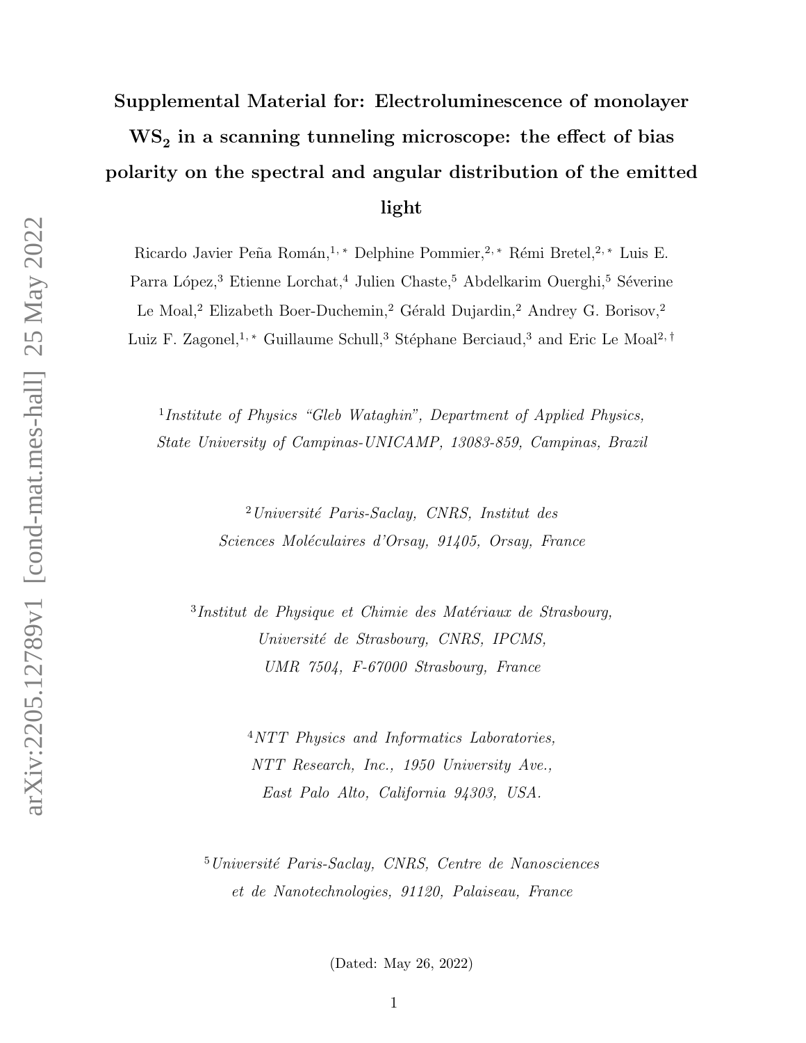# Supplemental Material for: Electroluminescence of monolayer $WS_2$ in a scanning tunneling microscope: the effect of bias polarity on the spectral and angular distribution of the emitted light

Ricardo Javier Peña Román,[1,*] Delphine Pommier,[2,*] Rémi Bretel,[2,*] Luis E. Parra López,[3] Etienne Lorchat,[4] Julien Chaste,[5] Abdelkarim Ouerghi,[5] Séverine Le Moal,[2] Elizabeth Boer-Duchemin,[2] Gérald Dujardin,[2] Andrey G. Borisov,[2] Luiz F. Zagonel,[1,*] Guillaume Schull,[3] Stéphane Berciaud,[3] and Eric Le Moal[2,†]

[1] *Institute of Physics "Gleb Wataghin", Department of Applied Physics, State University of Campinas-UNICAMP, 13083-859, Campinas, Brazil*

[2] *Université Paris-Saclay, CNRS, Institut des Sciences Moléculaires d'Orsay, 91405, Orsay, France*

[3] *Institut de Physique et Chimie des Matériaux de Strasbourg, Université de Strasbourg, CNRS, IPCMS, UMR 7504, F-67000 Strasbourg, France*

[4] *NTT Physics and Informatics Laboratories, NTT Research, Inc., 1950 University Ave., East Palo Alto, California 94303, USA.*

[5] *Université Paris-Saclay, CNRS, Centre de Nanosciences et de Nanotechnologies, 91120, Palaiseau, France*

(Dated: May 26, 2022)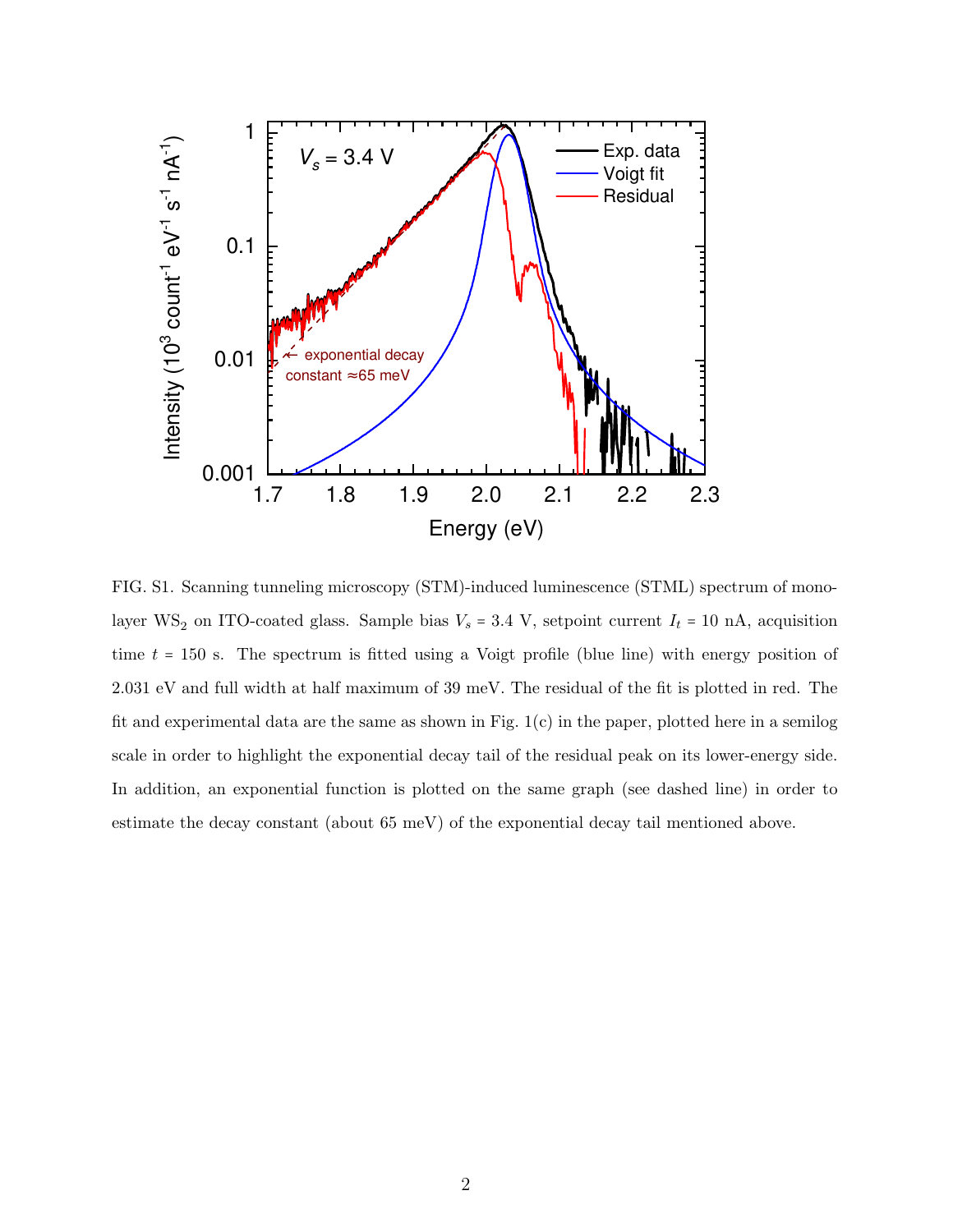$V_s$ = 3.4 V

Exp. data

Voigt fit

Residual

← exponential decay constant ≈65 meV

Intensity ($10^3$ count$^{-1}$ eV$^{-1}$ s$^{-1}$ nA$^{-1}$)

1

0.1

0.01

0.001

1.7 1.8 1.9 2.0 2.1 2.2 2.3

Energy (eV)

FIG. S1. Scanning tunneling microscopy (STM)-induced luminescence (STML) spectrum of monolayer $WS_2$ on ITO-coated glass. Sample bias $V_s$ = 3.4 V, setpoint current $I_t$ = 10 nA, acquisition time $t$ = 150 s. The spectrum is fitted using a Voigt profile (blue line) with energy position of 2.031 eV and full width at half maximum of 39 meV. The residual of the fit is plotted in red. The fit and experimental data are the same as shown in Fig. 1(c) in the paper, plotted here in a semilog scale in order to highlight the exponential decay tail of the residual peak on its lower-energy side. In addition, an exponential function is plotted on the same graph (see dashed line) in order to estimate the decay constant (about 65 meV) of the exponential decay tail mentioned above.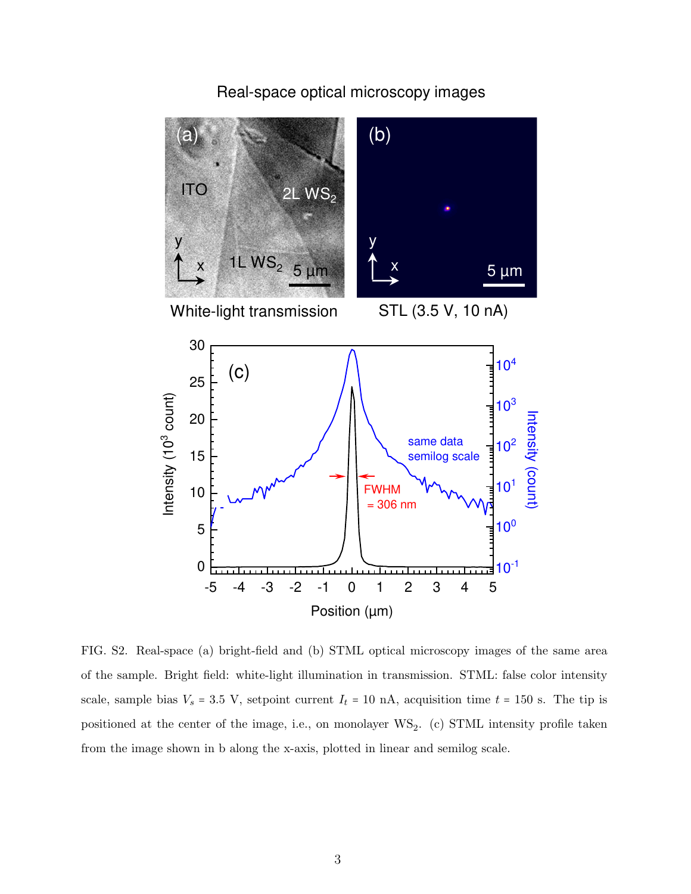Real-space optical microscopy images

(a)

ITO

2L $WS_2$

1L $WS_2$

5 µm

y

x

White-light transmission

(b)

5 µm

y

x

STL (3.5 V, 10 nA)

(c)

Intensity ($10^3$ count)

30

25

20

15

10

5

0

-5 -4 -3 -2 -1 0 1 2 3 4 5

Position (µm)

same data semilog scale

FWHM = 306 nm

Intensity (count)

$10^4$

$10^3$

$10^2$

$10^1$

$10^0$

$10^{-1}$

FIG. S2. Real-space (a) bright-field and (b) STML optical microscopy images of the same area of the sample. Bright field: white-light illumination in transmission. STML: false color intensity scale, sample bias $V_s$ = 3.5 V, setpoint current $I_t$ = 10 nA, acquisition time $t$ = 150 s. The tip is positioned at the center of the image, i.e., on monolayer $WS_2$. (c) STML intensity profile taken from the image shown in b along the x-axis, plotted in linear and semilog scale.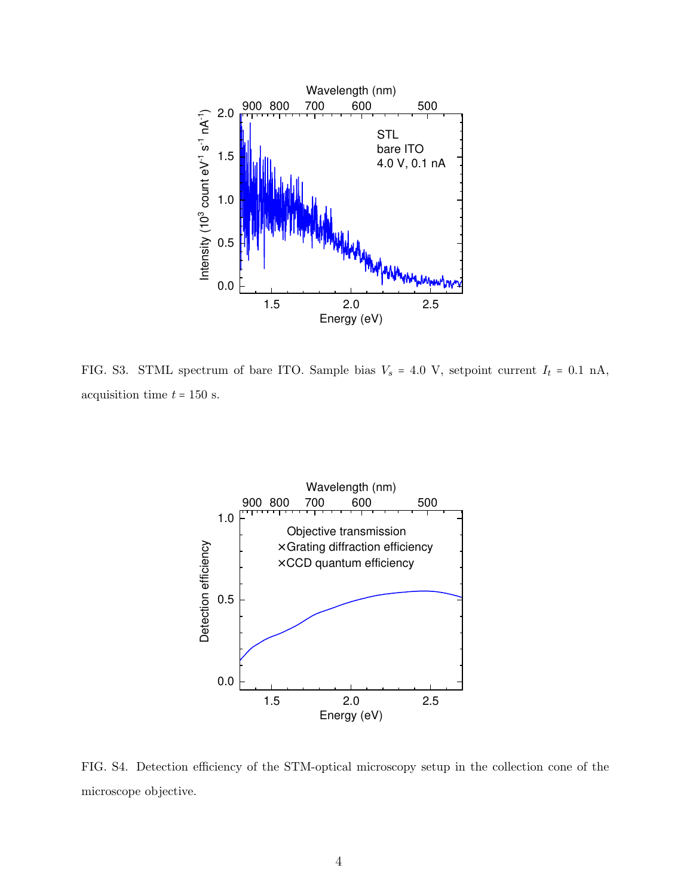Wavelength (nm)
900 800 700 600 500
Intensity ($10^3$ count eV$^{-1}$ s$^{-1}$ nA$^{-1}$)
2.0
1.5
1.0
0.5
0.0
STL
bare ITO
4.0 V, 0.1 nA
1.5 2.0 2.5
Energy (eV)

FIG. S3. STML spectrum of bare ITO. Sample bias $V_s$ = 4.0 V, setpoint current $I_t$ = 0.1 nA, acquisition time $t$ = 150 s.

Wavelength (nm)
900 800 700 600 500
Detection efficiency
1.0
0.5
0.0
Objective transmission
×Grating diffraction efficiency
×CCD quantum efficiency
1.5 2.0 2.5
Energy (eV)

FIG. S4. Detection efficiency of the STM-optical microscopy setup in the collection cone of the microscope objective.